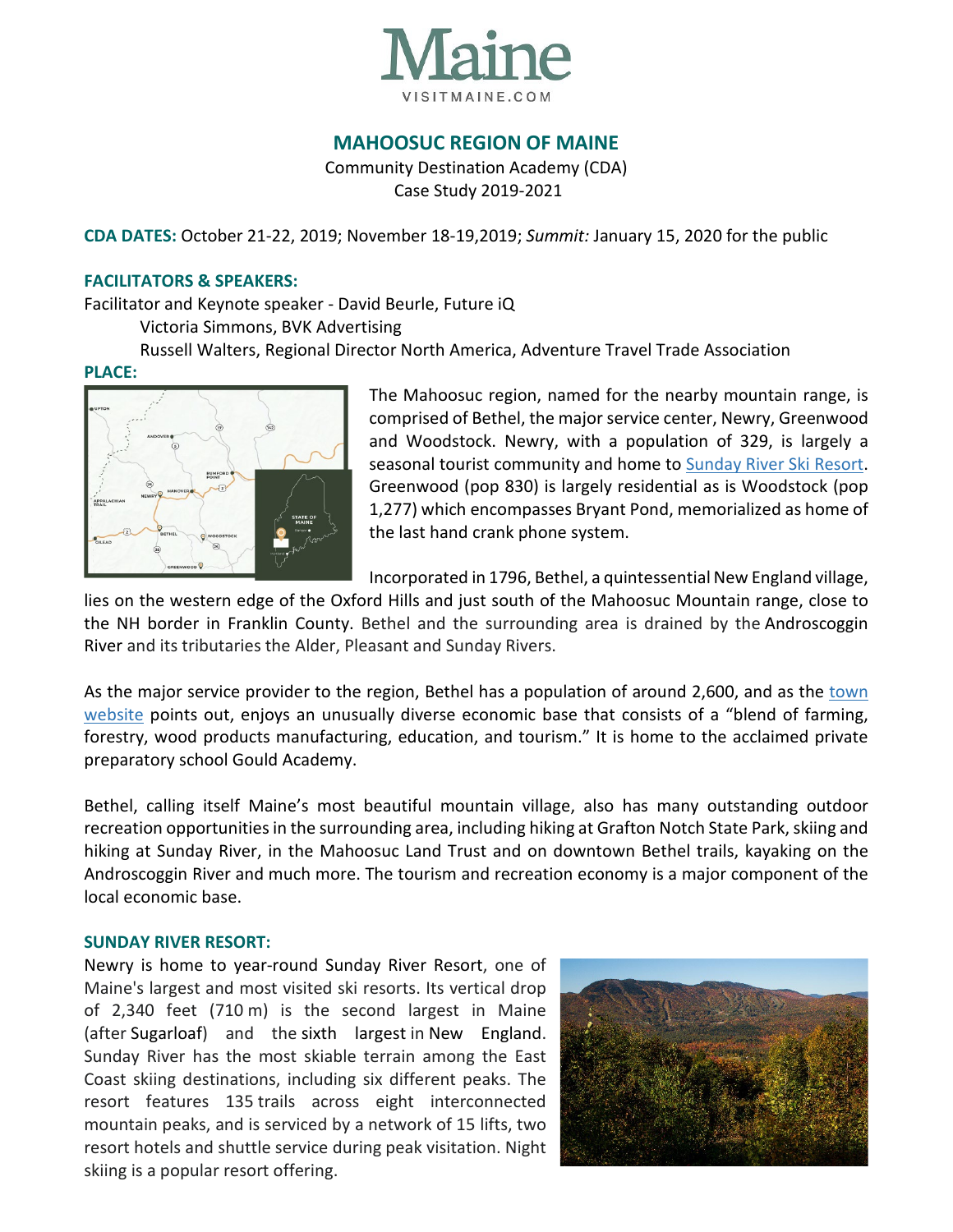# MAHOOSUC REGION OF MAINE

Community Destination Academy (CDA)
Case Study 2019-2021

**CDA DATES:** October 21-22, 2019; November 18-19,2019; *Summit:* January 15, 2020 for the public

**FACILITATORS & SPEAKERS:**

Facilitator and Keynote speaker - David Beurle, Future iQ
Victoria Simmons, BVK Advertising
Russell Walters, Regional Director North America, Adventure Travel Trade Association

**PLACE:**

The Mahoosuc region, named for the nearby mountain range, is comprised of Bethel, the major service center, Newry, Greenwood and Woodstock. Newry, with a population of 329, is largely a seasonal tourist community and home to Sunday River Ski Resort. Greenwood (pop 830) is largely residential as is Woodstock (pop 1,277) which encompasses Bryant Pond, memorialized as home of the last hand crank phone system.

Incorporated in 1796, Bethel, a quintessential New England village, lies on the western edge of the Oxford Hills and just south of the Mahoosuc Mountain range, close to the NH border in Franklin County. Bethel and the surrounding area is drained by the Androscoggin River and its tributaries the Alder, Pleasant and Sunday Rivers.

As the major service provider to the region, Bethel has a population of around 2,600, and as the town website points out, enjoys an unusually diverse economic base that consists of a "blend of farming, forestry, wood products manufacturing, education, and tourism." It is home to the acclaimed private preparatory school Gould Academy.

Bethel, calling itself Maine's most beautiful mountain village, also has many outstanding outdoor recreation opportunities in the surrounding area, including hiking at Grafton Notch State Park, skiing and hiking at Sunday River, in the Mahoosuc Land Trust and on downtown Bethel trails, kayaking on the Androscoggin River and much more. The tourism and recreation economy is a major component of the local economic base.

**SUNDAY RIVER RESORT:**

Newry is home to year-round Sunday River Resort, one of Maine's largest and most visited ski resorts. Its vertical drop of 2,340 feet (710 m) is the second largest in Maine (after Sugarloaf) and the sixth largest in New England. Sunday River has the most skiable terrain among the East Coast skiing destinations, including six different peaks. The resort features 135 trails across eight interconnected mountain peaks, and is serviced by a network of 15 lifts, two resort hotels and shuttle service during peak visitation. Night skiing is a popular resort offering.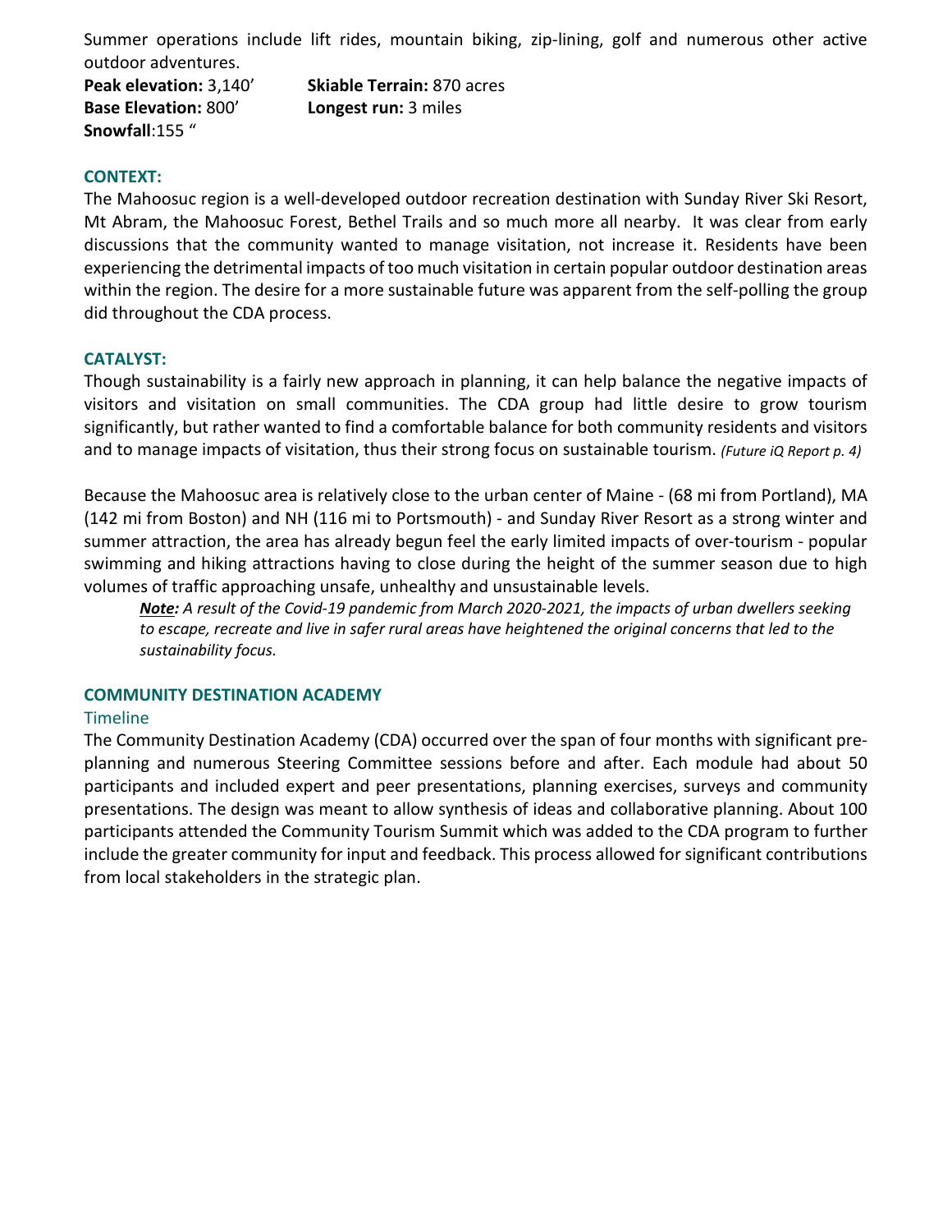Summer operations include lift rides, mountain biking, zip-lining, golf and numerous other active outdoor adventures.

**Peak elevation:** 3,140'
**Base Elevation:** 800'
**Snowfall**:155 "
**Skiable Terrain:** 870 acres
**Longest run:** 3 miles

## CONTEXT:

The Mahoosuc region is a well-developed outdoor recreation destination with Sunday River Ski Resort, Mt Abram, the Mahoosuc Forest, Bethel Trails and so much more all nearby. It was clear from early discussions that the community wanted to manage visitation, not increase it. Residents have been experiencing the detrimental impacts of too much visitation in certain popular outdoor destination areas within the region. The desire for a more sustainable future was apparent from the self-polling the group did throughout the CDA process.

## CATALYST:

Though sustainability is a fairly new approach in planning, it can help balance the negative impacts of visitors and visitation on small communities. The CDA group had little desire to grow tourism significantly, but rather wanted to find a comfortable balance for both community residents and visitors and to manage impacts of visitation, thus their strong focus on sustainable tourism. *(Future iQ Report p. 4)*

Because the Mahoosuc area is relatively close to the urban center of Maine - (68 mi from Portland), MA (142 mi from Boston) and NH (116 mi to Portsmouth) - and Sunday River Resort as a strong winter and summer attraction, the area has already begun feel the early limited impacts of over-tourism - popular swimming and hiking attractions having to close during the height of the summer season due to high volumes of traffic approaching unsafe, unhealthy and unsustainable levels.

> ***Note:*** *A result of the Covid-19 pandemic from March 2020-2021, the impacts of urban dwellers seeking to escape, recreate and live in safer rural areas have heightened the original concerns that led to the sustainability focus.*

## COMMUNITY DESTINATION ACADEMY

### Timeline

The Community Destination Academy (CDA) occurred over the span of four months with significant pre-planning and numerous Steering Committee sessions before and after. Each module had about 50 participants and included expert and peer presentations, planning exercises, surveys and community presentations. The design was meant to allow synthesis of ideas and collaborative planning. About 100 participants attended the Community Tourism Summit which was added to the CDA program to further include the greater community for input and feedback. This process allowed for significant contributions from local stakeholders in the strategic plan.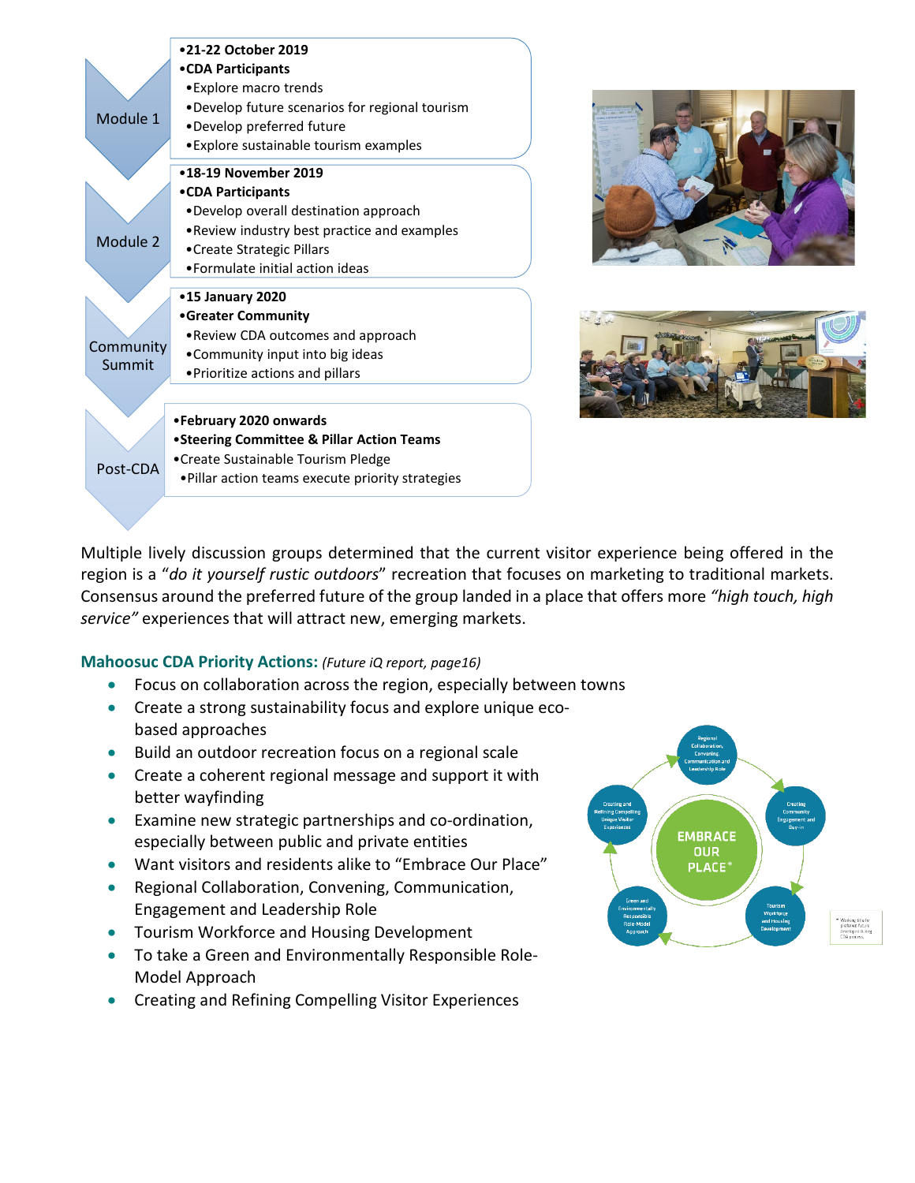**Module 1**

- **21-22 October 2019**
- **CDA Participants**
  - Explore macro trends
  - Develop future scenarios for regional tourism
  - Develop preferred future
  - Explore sustainable tourism examples

**Module 2**

- **18-19 November 2019**
- **CDA Participants**
  - Develop overall destination approach
  - Review industry best practice and examples
  - Create Strategic Pillars
  - Formulate initial action ideas

**Community Summit**

- **15 January 2020**
- **Greater Community**
  - Review CDA outcomes and approach
  - Community input into big ideas
  - Prioritize actions and pillars

**Post-CDA**

- **February 2020 onwards**
- **Steering Committee & Pillar Action Teams**
- Create Sustainable Tourism Pledge
  - Pillar action teams execute priority strategies

Multiple lively discussion groups determined that the current visitor experience being offered in the region is a "*do it yourself rustic outdoors*" recreation that focuses on marketing to traditional markets. Consensus around the preferred future of the group landed in a place that offers more *"high touch, high service"* experiences that will attract new, emerging markets.

### Mahoosuc CDA Priority Actions: *(Future iQ report, page16)*

- Focus on collaboration across the region, especially between towns
- Create a strong sustainability focus and explore unique eco-based approaches
- Build an outdoor recreation focus on a regional scale
- Create a coherent regional message and support it with better wayfinding
- Examine new strategic partnerships and co-ordination, especially between public and private entities
- Want visitors and residents alike to "Embrace Our Place"
- Regional Collaboration, Convening, Communication, Engagement and Leadership Role
- Tourism Workforce and Housing Development
- To take a Green and Environmentally Responsible Role-Model Approach
- Creating and Refining Compelling Visitor Experiences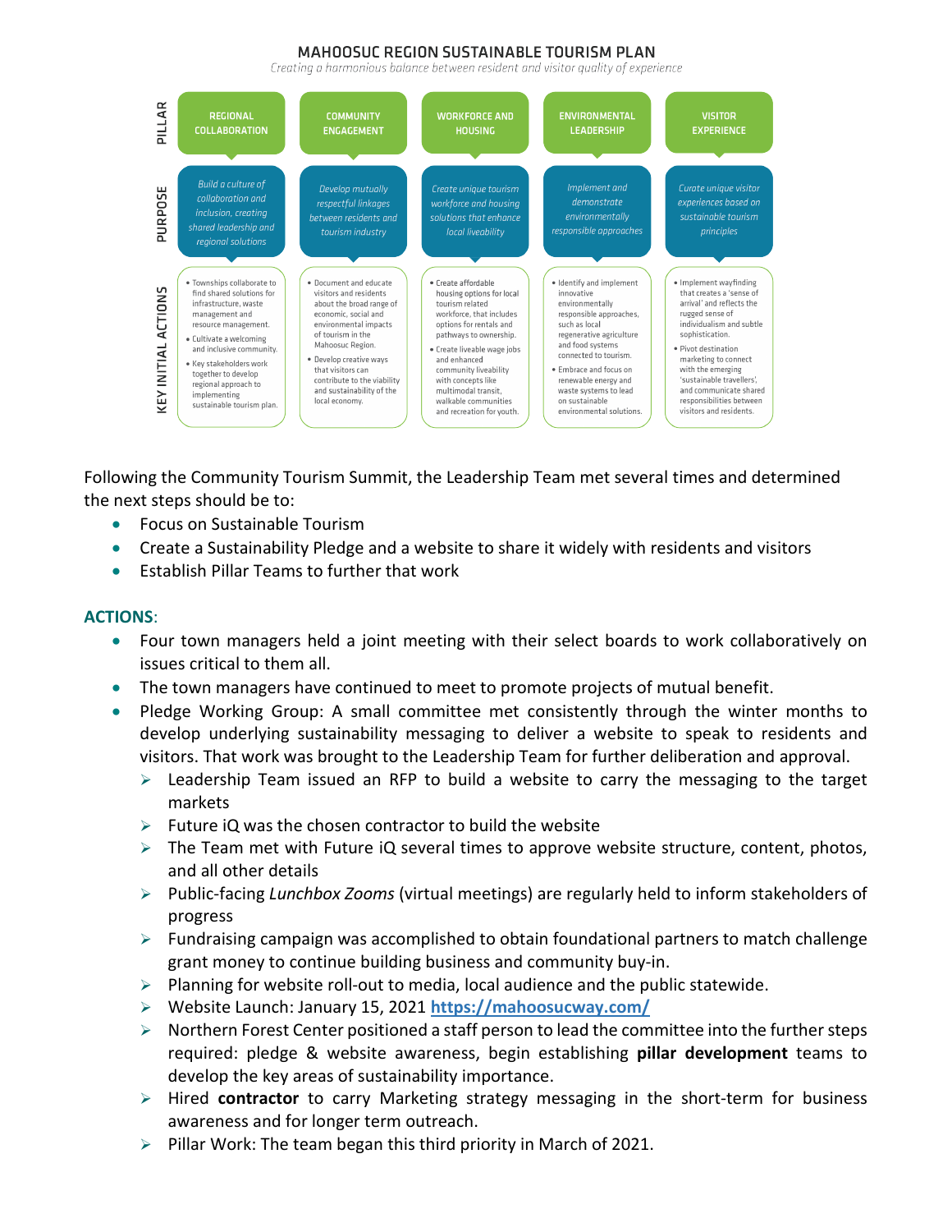## MAHOOSUC REGION SUSTAINABLE TOURISM PLAN

*Creating a harmonious balance between resident and visitor quality of experience*

| PILLAR | REGIONAL COLLABORATION | COMMUNITY ENGAGEMENT | WORKFORCE AND HOUSING | ENVIRONMENTAL LEADERSHIP | VISITOR EXPERIENCE |
|---|---|---|---|---|---|
| PURPOSE | *Build a culture of collaboration and inclusion, creating shared leadership and regional solutions* | *Develop mutually respectful linkages between residents and tourism industry* | *Create unique tourism workforce and housing solutions that enhance local liveability* | *Implement and demonstrate environmentally responsible approaches* | *Curate unique visitor experiences based on sustainable tourism principles* |
| KEY INITIAL ACTIONS | • Townships collaborate to find shared solutions for infrastructure, waste management and resource management. • Cultivate a welcoming and inclusive community. • Key stakeholders work together to develop regional approach to implementing sustainable tourism plan. | • Document and educate visitors and residents about the broad range of economic, social and environmental impacts of tourism in the Mahoosuc Region. • Develop creative ways that visitors can contribute to the viability and sustainability of the local economy. | • Create affordable housing options for local tourism related workforce, that includes options for rentals and pathways to ownership. • Create liveable wage jobs and enhanced community liveability with concepts like multimodal transit, walkable communities and recreation for youth. | • Identify and implement innovative environmentally responsible approaches, such as local regenerative agriculture and food systems connected to tourism. • Embrace and focus on renewable energy and waste systems to lead on sustainable environmental solutions. | • Implement wayfinding that creates a 'sense of arrival' and reflects the rugged sense of individualism and subtle sophistication. • Pivot destination marketing to connect with the emerging 'sustainable travellers', and communicate shared responsibilities between visitors and residents. |

Following the Community Tourism Summit, the Leadership Team met several times and determined the next steps should be to:

- Focus on Sustainable Tourism
- Create a Sustainability Pledge and a website to share it widely with residents and visitors
- Establish Pillar Teams to further that work

**ACTIONS**:

- Four town managers held a joint meeting with their select boards to work collaboratively on issues critical to them all.
- The town managers have continued to meet to promote projects of mutual benefit.
- Pledge Working Group: A small committee met consistently through the winter months to develop underlying sustainability messaging to deliver a website to speak to residents and visitors. That work was brought to the Leadership Team for further deliberation and approval.
  - Leadership Team issued an RFP to build a website to carry the messaging to the target markets
  - Future iQ was the chosen contractor to build the website
  - The Team met with Future iQ several times to approve website structure, content, photos, and all other details
  - Public-facing *Lunchbox Zooms* (virtual meetings) are regularly held to inform stakeholders of progress
  - Fundraising campaign was accomplished to obtain foundational partners to match challenge grant money to continue building business and community buy-in.
  - Planning for website roll-out to media, local audience and the public statewide.
  - Website Launch: January 15, 2021 **https://mahoosucway.com/**
  - Northern Forest Center positioned a staff person to lead the committee into the further steps required: pledge & website awareness, begin establishing **pillar development** teams to develop the key areas of sustainability importance.
  - Hired **contractor** to carry Marketing strategy messaging in the short-term for business awareness and for longer term outreach.
  - Pillar Work: The team began this third priority in March of 2021.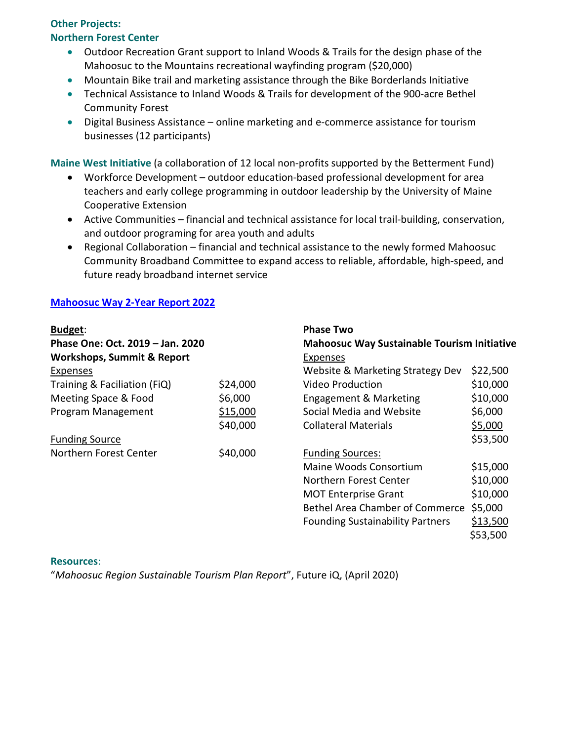**Other Projects:**

**Northern Forest Center**

- Outdoor Recreation Grant support to Inland Woods & Trails for the design phase of the Mahoosuc to the Mountains recreational wayfinding program ($20,000)
- Mountain Bike trail and marketing assistance through the Bike Borderlands Initiative
- Technical Assistance to Inland Woods & Trails for development of the 900-acre Bethel Community Forest
- Digital Business Assistance – online marketing and e-commerce assistance for tourism businesses (12 participants)

**Maine West Initiative** (a collaboration of 12 local non-profits supported by the Betterment Fund)

- Workforce Development – outdoor education-based professional development for area teachers and early college programming in outdoor leadership by the University of Maine Cooperative Extension
- Active Communities – financial and technical assistance for local trail-building, conservation, and outdoor programing for area youth and adults
- Regional Collaboration – financial and technical assistance to the newly formed Mahoosuc Community Broadband Committee to expand access to reliable, affordable, high-speed, and future ready broadband internet service

**Mahoosuc Way 2-Year Report 2022**

**Budget**:

**Phase One: Oct. 2019 – Jan. 2020**
**Workshops, Summit & Report**

| | |
|---|---|
| Expenses | |
| Training & Faciliation (FiQ) | $24,000 |
| Meeting Space & Food | $6,000 |
| Program Management | $15,000 |
| | $40,000 |
| Funding Source | |
| Northern Forest Center | $40,000 |

**Phase Two**
**Mahoosuc Way Sustainable Tourism Initiative**

| | |
|---|---|
| Expenses | |
| Website & Marketing Strategy Dev | $22,500 |
| Video Production | $10,000 |
| Engagement & Marketing | $10,000 |
| Social Media and Website | $6,000 |
| Collateral Materials | $5,000 |
| | $53,500 |
| Funding Sources: | |
| Maine Woods Consortium | $15,000 |
| Northern Forest Center | $10,000 |
| MOT Enterprise Grant | $10,000 |
| Bethel Area Chamber of Commerce | $5,000 |
| Founding Sustainability Partners | $13,500 |
| | $53,500 |

**Resources**:

"*Mahoosuc Region Sustainable Tourism Plan Report*", Future iQ, (April 2020)